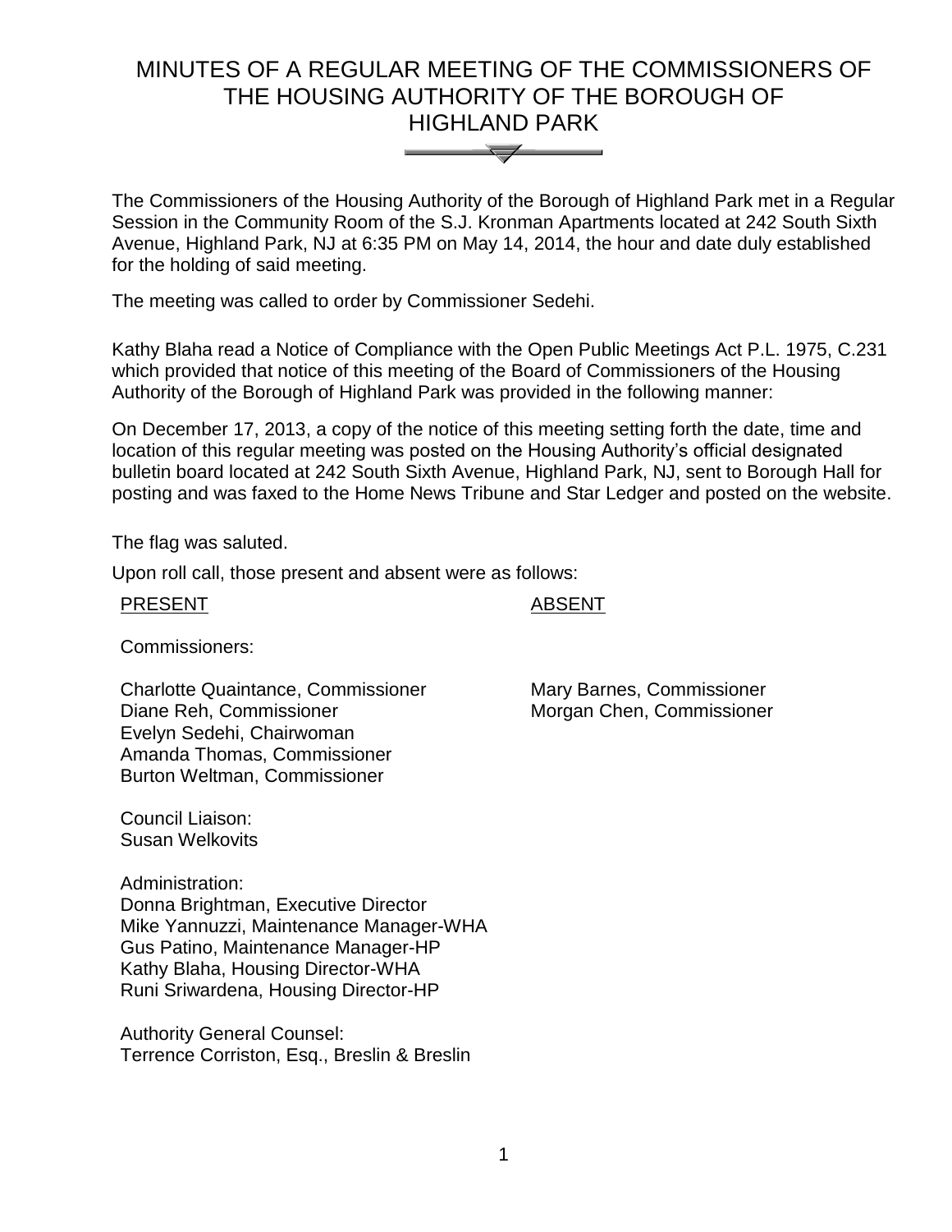# MINUTES OF A REGULAR MEETING OF THE COMMISSIONERS OF THE HOUSING AUTHORITY OF THE BOROUGH OF HIGHLAND PARK

The Commissioners of the Housing Authority of the Borough of Highland Park met in a Regular Session in the Community Room of the S.J. Kronman Apartments located at 242 South Sixth Avenue, Highland Park, NJ at 6:35 PM on May 14, 2014, the hour and date duly established for the holding of said meeting.

The meeting was called to order by Commissioner Sedehi.

Kathy Blaha read a Notice of Compliance with the Open Public Meetings Act P.L. 1975, C.231 which provided that notice of this meeting of the Board of Commissioners of the Housing Authority of the Borough of Highland Park was provided in the following manner:

On December 17, 2013, a copy of the notice of this meeting setting forth the date, time and location of this regular meeting was posted on the Housing Authority's official designated bulletin board located at 242 South Sixth Avenue, Highland Park, NJ, sent to Borough Hall for posting and was faxed to the Home News Tribune and Star Ledger and posted on the website.

The flag was saluted.

Upon roll call, those present and absent were as follows:

| PRESENT | ABSENT |
|---|---|
| Commissioners: | |
| Charlotte Quaintance, Commissioner | Mary Barnes, Commissioner |
| Diane Reh, Commissioner | Morgan Chen, Commissioner |
| Evelyn Sedehi, Chairwoman | |
| Amanda Thomas, Commissioner | |
| Burton Weltman, Commissioner | |

Council Liaison:
Susan Welkovits

Administration:
Donna Brightman, Executive Director
Mike Yannuzzi, Maintenance Manager-WHA
Gus Patino, Maintenance Manager-HP
Kathy Blaha, Housing Director-WHA
Runi Sriwardena, Housing Director-HP

Authority General Counsel:
Terrence Corriston, Esq., Breslin & Breslin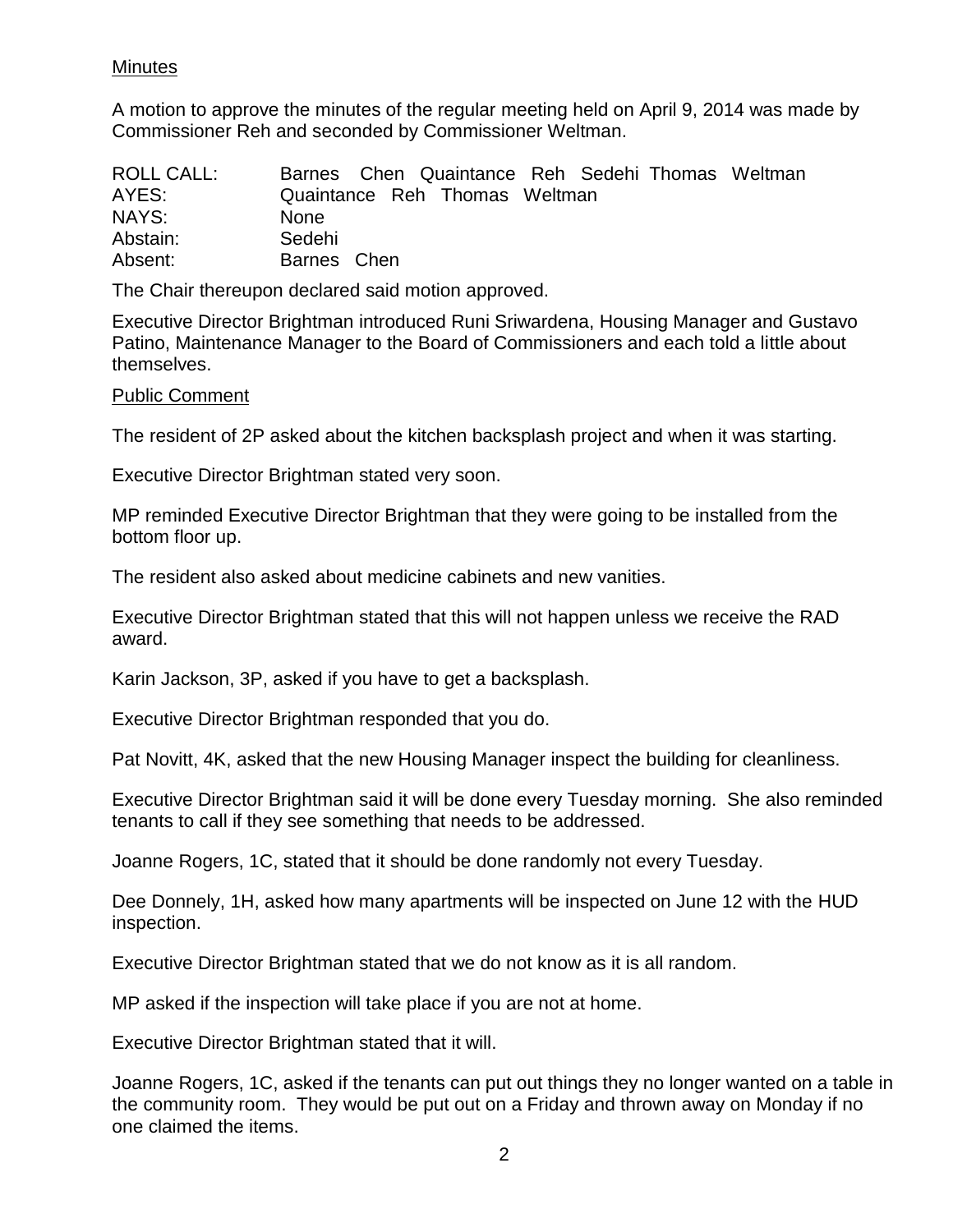## Minutes

A motion to approve the minutes of the regular meeting held on April 9, 2014 was made by Commissioner Reh and seconded by Commissioner Weltman.

| | |
|---|---|
| ROLL CALL: | Barnes Chen Quaintance Reh Sedehi Thomas Weltman |
| AYES: | Quaintance Reh Thomas Weltman |
| NAYS: | None |
| Abstain: | Sedehi |
| Absent: | Barnes Chen |

The Chair thereupon declared said motion approved.

Executive Director Brightman introduced Runi Sriwardena, Housing Manager and Gustavo Patino, Maintenance Manager to the Board of Commissioners and each told a little about themselves.

## Public Comment

The resident of 2P asked about the kitchen backsplash project and when it was starting.

Executive Director Brightman stated very soon.

MP reminded Executive Director Brightman that they were going to be installed from the bottom floor up.

The resident also asked about medicine cabinets and new vanities.

Executive Director Brightman stated that this will not happen unless we receive the RAD award.

Karin Jackson, 3P, asked if you have to get a backsplash.

Executive Director Brightman responded that you do.

Pat Novitt, 4K, asked that the new Housing Manager inspect the building for cleanliness.

Executive Director Brightman said it will be done every Tuesday morning. She also reminded tenants to call if they see something that needs to be addressed.

Joanne Rogers, 1C, stated that it should be done randomly not every Tuesday.

Dee Donnely, 1H, asked how many apartments will be inspected on June 12 with the HUD inspection.

Executive Director Brightman stated that we do not know as it is all random.

MP asked if the inspection will take place if you are not at home.

Executive Director Brightman stated that it will.

Joanne Rogers, 1C, asked if the tenants can put out things they no longer wanted on a table in the community room. They would be put out on a Friday and thrown away on Monday if no one claimed the items.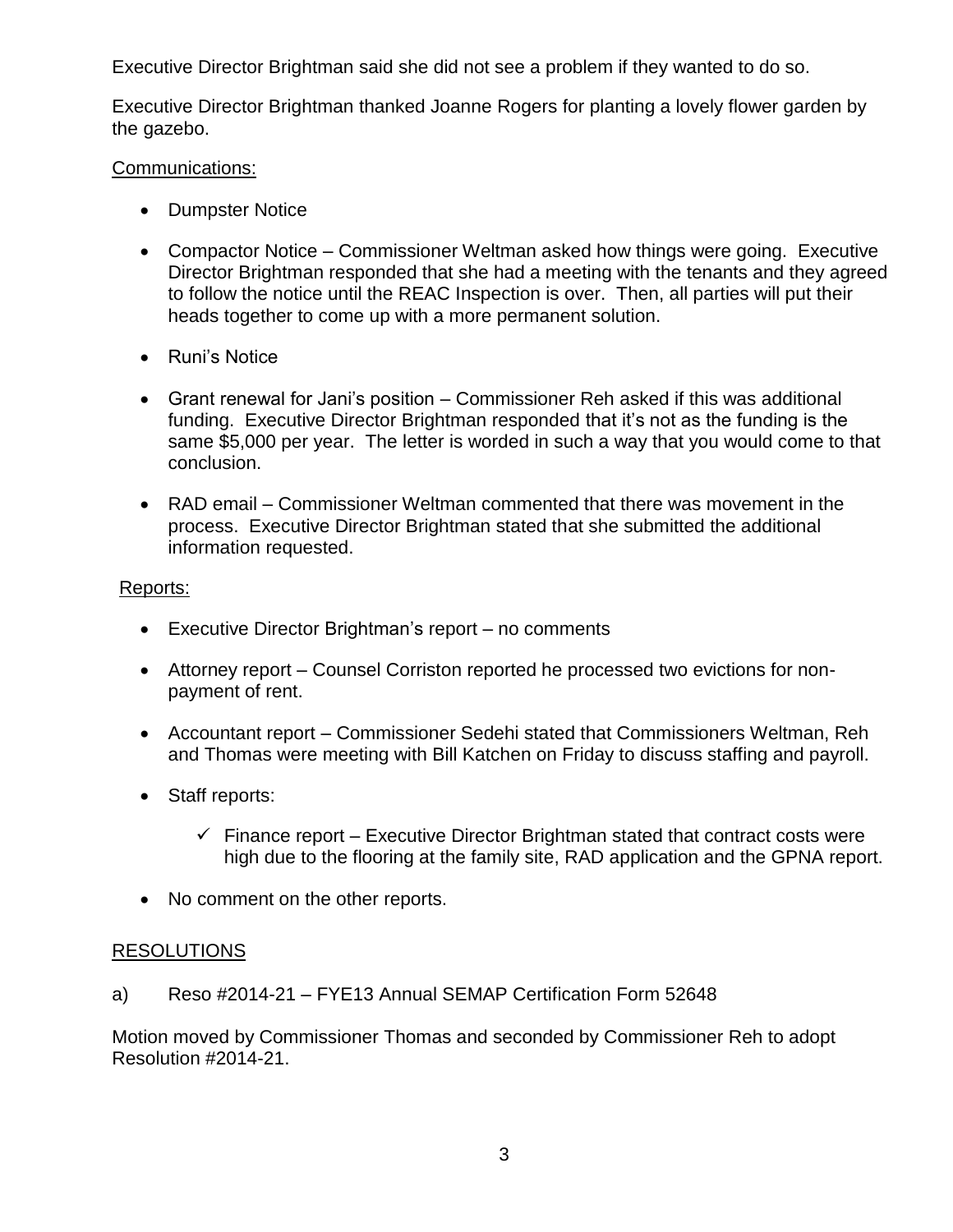Executive Director Brightman said she did not see a problem if they wanted to do so.

Executive Director Brightman thanked Joanne Rogers for planting a lovely flower garden by the gazebo.

Communications:

- Dumpster Notice
- Compactor Notice – Commissioner Weltman asked how things were going. Executive Director Brightman responded that she had a meeting with the tenants and they agreed to follow the notice until the REAC Inspection is over. Then, all parties will put their heads together to come up with a more permanent solution.
- Runi's Notice
- Grant renewal for Jani's position – Commissioner Reh asked if this was additional funding. Executive Director Brightman responded that it's not as the funding is the same $5,000 per year. The letter is worded in such a way that you would come to that conclusion.
- RAD email – Commissioner Weltman commented that there was movement in the process. Executive Director Brightman stated that she submitted the additional information requested.

Reports:

- Executive Director Brightman's report – no comments
- Attorney report – Counsel Corriston reported he processed two evictions for non-payment of rent.
- Accountant report – Commissioner Sedehi stated that Commissioners Weltman, Reh and Thomas were meeting with Bill Katchen on Friday to discuss staffing and payroll.
- Staff reports:
  - ✓ Finance report – Executive Director Brightman stated that contract costs were high due to the flooring at the family site, RAD application and the GPNA report.
- No comment on the other reports.

RESOLUTIONS

a) Reso #2014-21 – FYE13 Annual SEMAP Certification Form 52648

Motion moved by Commissioner Thomas and seconded by Commissioner Reh to adopt Resolution #2014-21.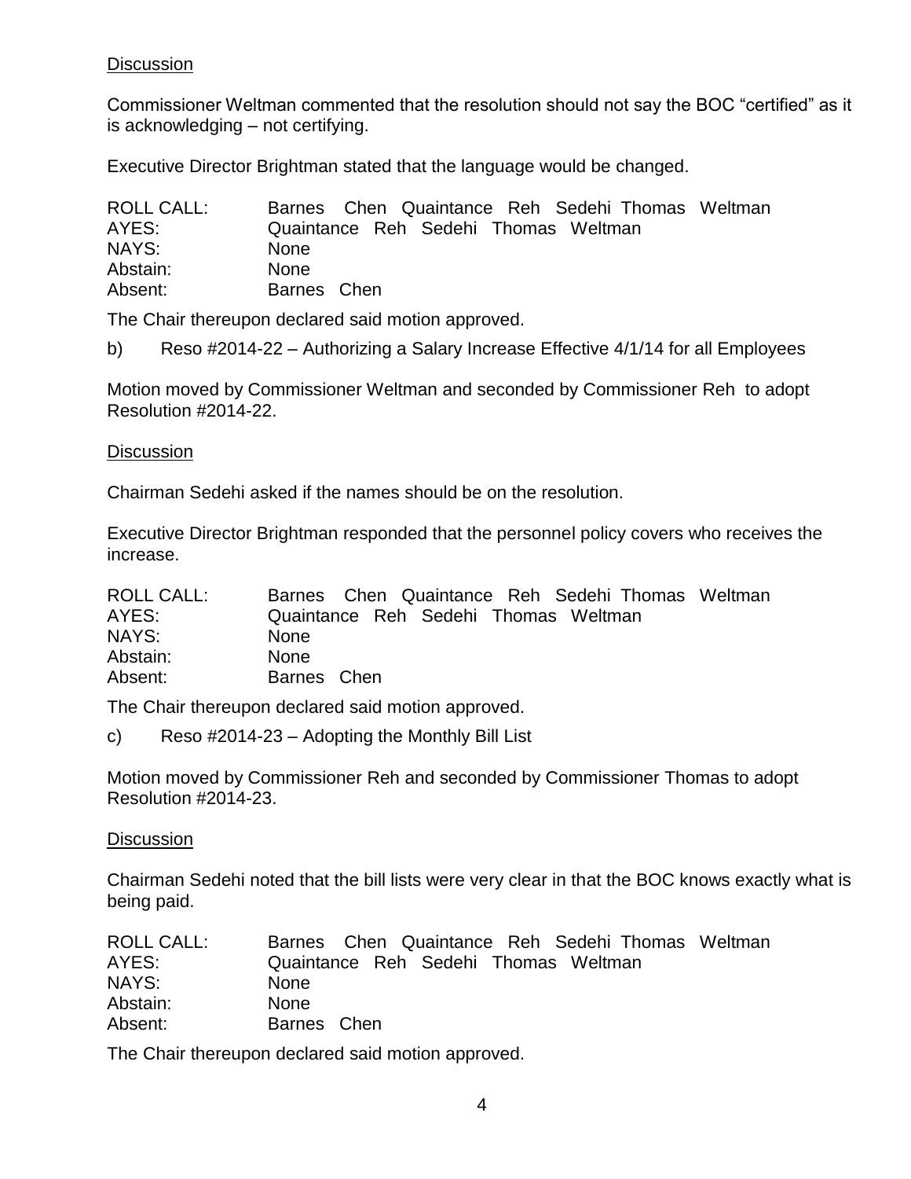Discussion

Commissioner Weltman commented that the resolution should not say the BOC "certified" as it is acknowledging – not certifying.

Executive Director Brightman stated that the language would be changed.

| | |
|---|---|
| ROLL CALL: | Barnes Chen Quaintance Reh Sedehi Thomas Weltman |
| AYES: | Quaintance Reh Sedehi Thomas Weltman |
| NAYS: | None |
| Abstain: | None |
| Absent: | Barnes Chen |

The Chair thereupon declared said motion approved.

b) Reso #2014-22 – Authorizing a Salary Increase Effective 4/1/14 for all Employees

Motion moved by Commissioner Weltman and seconded by Commissioner Reh to adopt Resolution #2014-22.

Discussion

Chairman Sedehi asked if the names should be on the resolution.

Executive Director Brightman responded that the personnel policy covers who receives the increase.

| | |
|---|---|
| ROLL CALL: | Barnes Chen Quaintance Reh Sedehi Thomas Weltman |
| AYES: | Quaintance Reh Sedehi Thomas Weltman |
| NAYS: | None |
| Abstain: | None |
| Absent: | Barnes Chen |

The Chair thereupon declared said motion approved.

c) Reso #2014-23 – Adopting the Monthly Bill List

Motion moved by Commissioner Reh and seconded by Commissioner Thomas to adopt Resolution #2014-23.

Discussion

Chairman Sedehi noted that the bill lists were very clear in that the BOC knows exactly what is being paid.

| | |
|---|---|
| ROLL CALL: | Barnes Chen Quaintance Reh Sedehi Thomas Weltman |
| AYES: | Quaintance Reh Sedehi Thomas Weltman |
| NAYS: | None |
| Abstain: | None |
| Absent: | Barnes Chen |

The Chair thereupon declared said motion approved.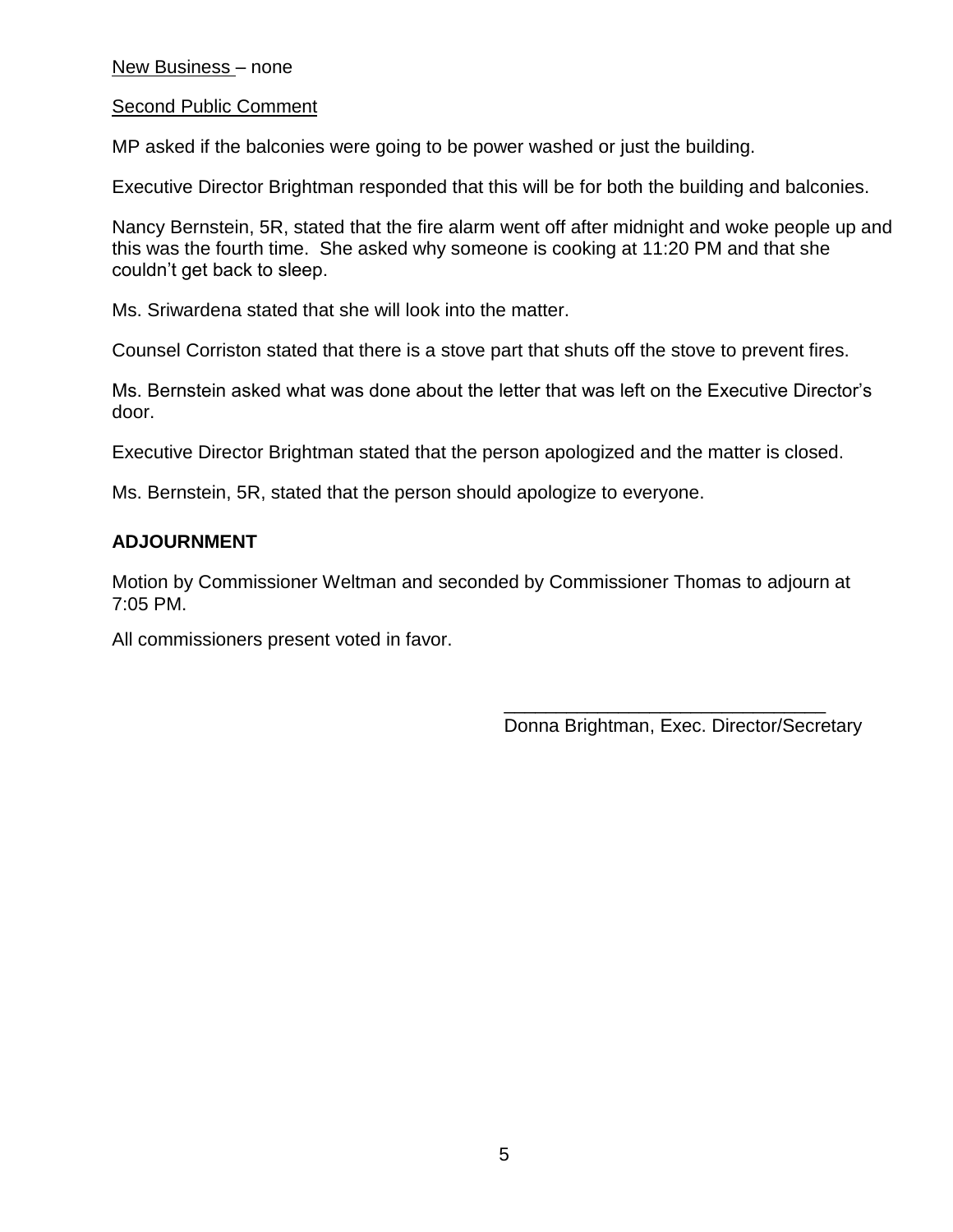New Business – none

Second Public Comment

MP asked if the balconies were going to be power washed or just the building.

Executive Director Brightman responded that this will be for both the building and balconies.

Nancy Bernstein, 5R, stated that the fire alarm went off after midnight and woke people up and this was the fourth time. She asked why someone is cooking at 11:20 PM and that she couldn't get back to sleep.

Ms. Sriwardena stated that she will look into the matter.

Counsel Corriston stated that there is a stove part that shuts off the stove to prevent fires.

Ms. Bernstein asked what was done about the letter that was left on the Executive Director's door.

Executive Director Brightman stated that the person apologized and the matter is closed.

Ms. Bernstein, 5R, stated that the person should apologize to everyone.

## ADJOURNMENT

Motion by Commissioner Weltman and seconded by Commissioner Thomas to adjourn at 7:05 PM.

All commissioners present voted in favor.

_______________________________
Donna Brightman, Exec. Director/Secretary